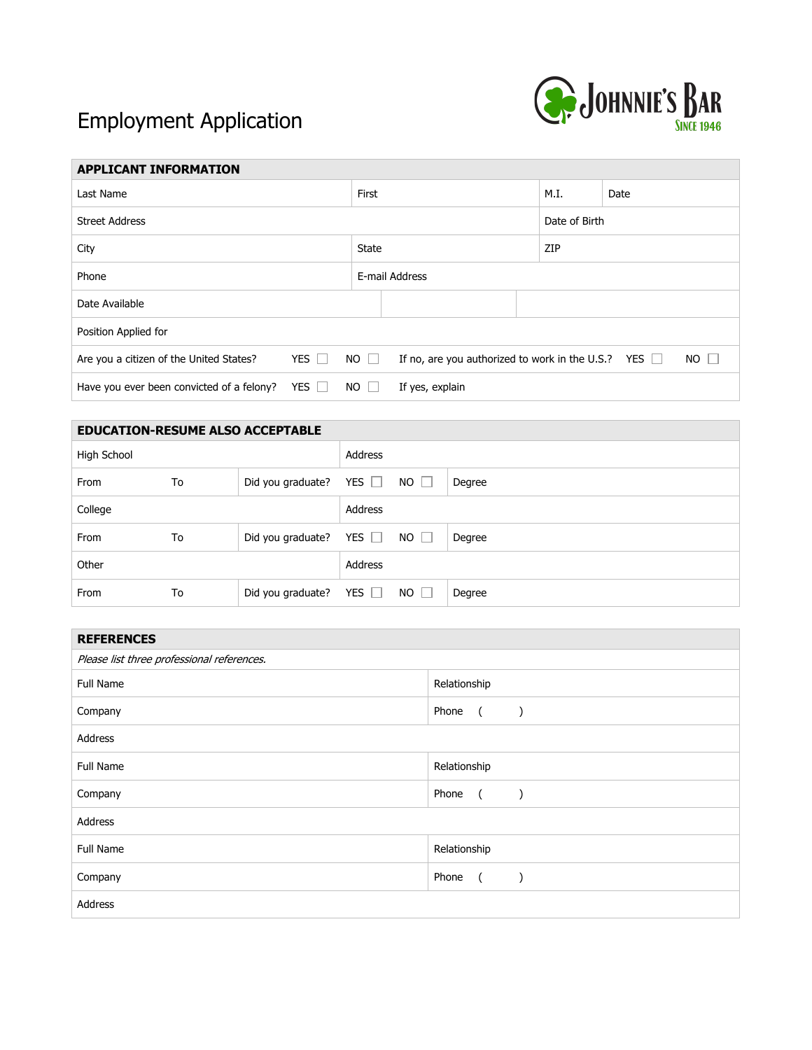# Employment Application

**JOHNNIE'S BAR**
SINCE 1946

## APPLICANT INFORMATION

| | | | |
|---|---|---|---|
| Last Name | First | M.I. | Date |
| Street Address | | Date of Birth | |
| City | State | ZIP | |
| Phone | E-mail Address | | |
| Date Available | | | |
| Position Applied for | | | |

Are you a citizen of the United States? YES ☐ NO ☐ If no, are you authorized to work in the U.S.? YES ☐ NO ☐

Have you ever been convicted of a felony? YES ☐ NO ☐ If yes, explain

## EDUCATION-RESUME ALSO ACCEPTABLE

| | | | |
|---|---|---|---|
| High School | | Address | |
| From To | Did you graduate? | YES ☐ NO ☐ | Degree |
| College | | Address | |
| From To | Did you graduate? | YES ☐ NO ☐ | Degree |
| Other | | Address | |
| From To | Did you graduate? | YES ☐ NO ☐ | Degree |

## REFERENCES

*Please list three professional references.*

| | |
|---|---|
| Full Name | Relationship |
| Company | Phone ( ) |
| Address | |
| Full Name | Relationship |
| Company | Phone ( ) |
| Address | |
| Full Name | Relationship |
| Company | Phone ( ) |
| Address | |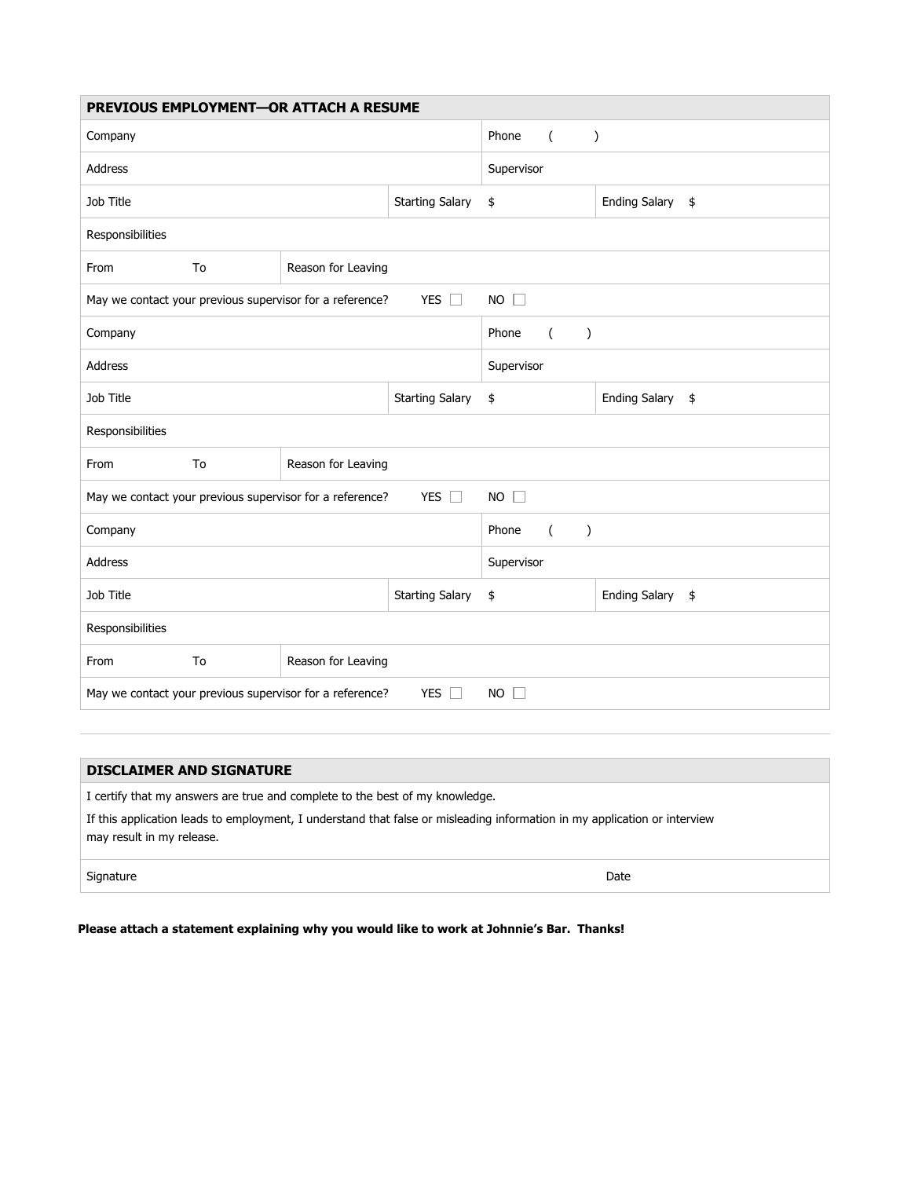## PREVIOUS EMPLOYMENT—OR ATTACH A RESUME

| | | | |
|---|---|---|---|
| Company | | Phone ( ) | |
| Address | | Supervisor | |
| Job Title | Starting Salary | $ | Ending Salary $ |
| Responsibilities | | | |
| From To | Reason for Leaving | | |
| May we contact your previous supervisor for a reference? | YES ☐ | NO ☐ | |
| Company | | Phone ( ) | |
| Address | | Supervisor | |
| Job Title | Starting Salary | $ | Ending Salary $ |
| Responsibilities | | | |
| From To | Reason for Leaving | | |
| May we contact your previous supervisor for a reference? | YES ☐ | NO ☐ | |
| Company | | Phone ( ) | |
| Address | | Supervisor | |
| Job Title | Starting Salary | $ | Ending Salary $ |
| Responsibilities | | | |
| From To | Reason for Leaving | | |
| May we contact your previous supervisor for a reference? | YES ☐ | NO ☐ | |

## DISCLAIMER AND SIGNATURE

I certify that my answers are true and complete to the best of my knowledge.

If this application leads to employment, I understand that false or misleading information in my application or interview may result in my release.

| | |
|---|---|
| Signature | Date |

**Please attach a statement explaining why you would like to work at Johnnie's Bar. Thanks!**